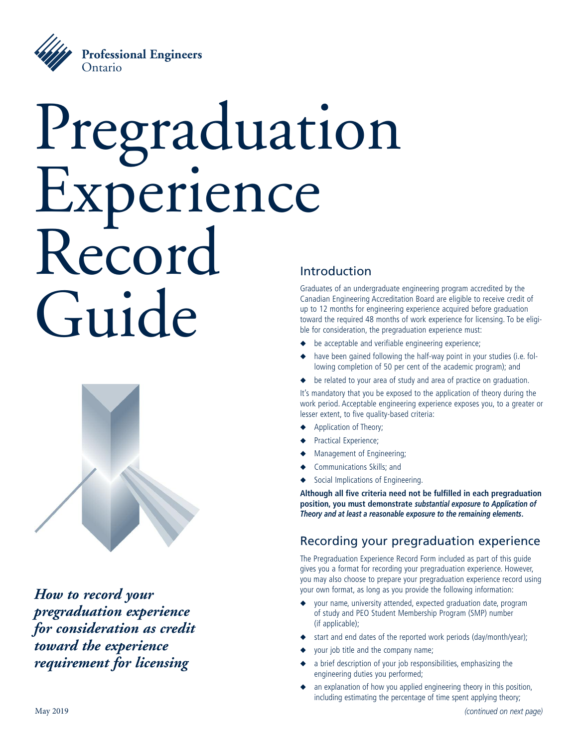Professional Engineers Ontario

# Pregraduation Experience Record Guide

***How to record your pregraduation experience for consideration as credit toward the experience requirement for licensing***

May 2019

## Introduction

Graduates of an undergraduate engineering program accredited by the Canadian Engineering Accreditation Board are eligible to receive credit of up to 12 months for engineering experience acquired before graduation toward the required 48 months of work experience for licensing. To be eligible for consideration, the pregraduation experience must:

- be acceptable and verifiable engineering experience;
- have been gained following the half-way point in your studies (i.e. following completion of 50 per cent of the academic program); and
- be related to your area of study and area of practice on graduation.

It's mandatory that you be exposed to the application of theory during the work period. Acceptable engineering experience exposes you, to a greater or lesser extent, to five quality-based criteria:

- Application of Theory;
- Practical Experience;
- Management of Engineering;
- Communications Skills; and
- Social Implications of Engineering.

**Although all five criteria need not be fulfilled in each pregraduation position, you must demonstrate *substantial exposure to Application of Theory and at least a reasonable exposure to the remaining elements*.**

## Recording your pregraduation experience

The Pregraduation Experience Record Form included as part of this guide gives you a format for recording your pregraduation experience. However, you may also choose to prepare your pregraduation experience record using your own format, as long as you provide the following information:

- your name, university attended, expected graduation date, program of study and PEO Student Membership Program (SMP) number (if applicable);
- start and end dates of the reported work periods (day/month/year);
- your job title and the company name;
- a brief description of your job responsibilities, emphasizing the engineering duties you performed;
- an explanation of how you applied engineering theory in this position, including estimating the percentage of time spent applying theory;

*(continued on next page)*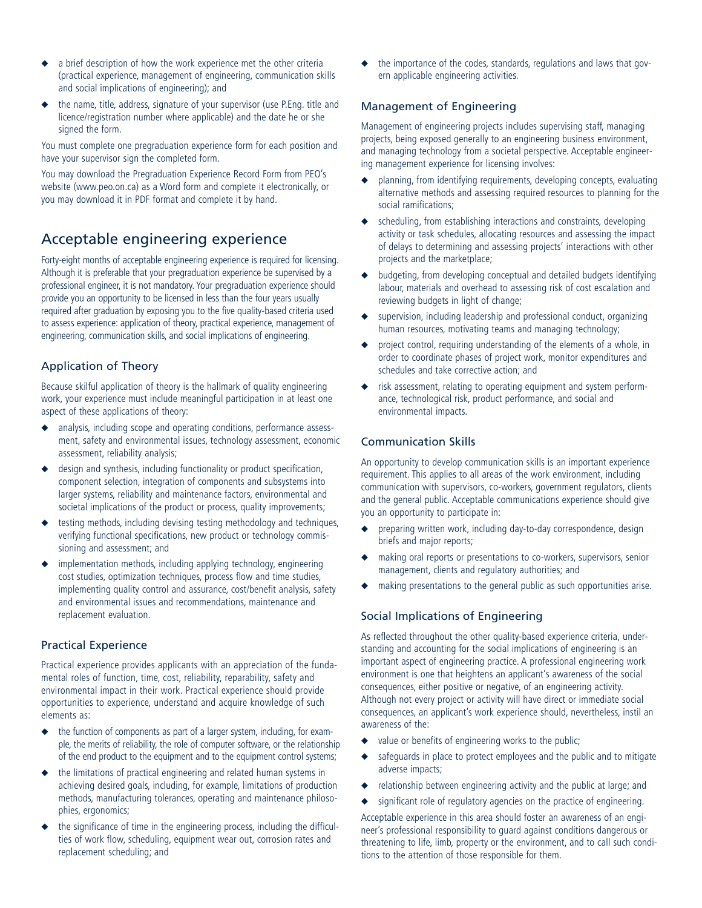- a brief description of how the work experience met the other criteria (practical experience, management of engineering, communication skills and social implications of engineering); and
- the name, title, address, signature of your supervisor (use P.Eng. title and licence/registration number where applicable) and the date he or she signed the form.

You must complete one pregraduation experience form for each position and have your supervisor sign the completed form.

You may download the Pregraduation Experience Record Form from PEO's website (www.peo.on.ca) as a Word form and complete it electronically, or you may download it in PDF format and complete it by hand.

## Acceptable engineering experience

Forty-eight months of acceptable engineering experience is required for licensing. Although it is preferable that your pregraduation experience be supervised by a professional engineer, it is not mandatory. Your pregraduation experience should provide you an opportunity to be licensed in less than the four years usually required after graduation by exposing you to the five quality-based criteria used to assess experience: application of theory, practical experience, management of engineering, communication skills, and social implications of engineering.

### Application of Theory

Because skilful application of theory is the hallmark of quality engineering work, your experience must include meaningful participation in at least one aspect of these applications of theory:

- analysis, including scope and operating conditions, performance assessment, safety and environmental issues, technology assessment, economic assessment, reliability analysis;
- design and synthesis, including functionality or product specification, component selection, integration of components and subsystems into larger systems, reliability and maintenance factors, environmental and societal implications of the product or process, quality improvements;
- testing methods, including devising testing methodology and techniques, verifying functional specifications, new product or technology commissioning and assessment; and
- implementation methods, including applying technology, engineering cost studies, optimization techniques, process flow and time studies, implementing quality control and assurance, cost/benefit analysis, safety and environmental issues and recommendations, maintenance and replacement evaluation.

### Practical Experience

Practical experience provides applicants with an appreciation of the fundamental roles of function, time, cost, reliability, reparability, safety and environmental impact in their work. Practical experience should provide opportunities to experience, understand and acquire knowledge of such elements as:

- the function of components as part of a larger system, including, for example, the merits of reliability, the role of computer software, or the relationship of the end product to the equipment and to the equipment control systems;
- the limitations of practical engineering and related human systems in achieving desired goals, including, for example, limitations of production methods, manufacturing tolerances, operating and maintenance philosophies, ergonomics;
- the significance of time in the engineering process, including the difficulties of work flow, scheduling, equipment wear out, corrosion rates and replacement scheduling; and
- the importance of the codes, standards, regulations and laws that govern applicable engineering activities.

### Management of Engineering

Management of engineering projects includes supervising staff, managing projects, being exposed generally to an engineering business environment, and managing technology from a societal perspective. Acceptable engineering management experience for licensing involves:

- planning, from identifying requirements, developing concepts, evaluating alternative methods and assessing required resources to planning for the social ramifications;
- scheduling, from establishing interactions and constraints, developing activity or task schedules, allocating resources and assessing the impact of delays to determining and assessing projects' interactions with other projects and the marketplace;
- budgeting, from developing conceptual and detailed budgets identifying labour, materials and overhead to assessing risk of cost escalation and reviewing budgets in light of change;
- supervision, including leadership and professional conduct, organizing human resources, motivating teams and managing technology;
- project control, requiring understanding of the elements of a whole, in order to coordinate phases of project work, monitor expenditures and schedules and take corrective action; and
- risk assessment, relating to operating equipment and system performance, technological risk, product performance, and social and environmental impacts.

### Communication Skills

An opportunity to develop communication skills is an important experience requirement. This applies to all areas of the work environment, including communication with supervisors, co-workers, government regulators, clients and the general public. Acceptable communications experience should give you an opportunity to participate in:

- preparing written work, including day-to-day correspondence, design briefs and major reports;
- making oral reports or presentations to co-workers, supervisors, senior management, clients and regulatory authorities; and
- making presentations to the general public as such opportunities arise.

### Social Implications of Engineering

As reflected throughout the other quality-based experience criteria, understanding and accounting for the social implications of engineering is an important aspect of engineering practice. A professional engineering work environment is one that heightens an applicant's awareness of the social consequences, either positive or negative, of an engineering activity. Although not every project or activity will have direct or immediate social consequences, an applicant's work experience should, nevertheless, instil an awareness of the:

- value or benefits of engineering works to the public;
- safeguards in place to protect employees and the public and to mitigate adverse impacts;
- relationship between engineering activity and the public at large; and
- significant role of regulatory agencies on the practice of engineering.

Acceptable experience in this area should foster an awareness of an engineer's professional responsibility to guard against conditions dangerous or threatening to life, limb, property or the environment, and to call such conditions to the attention of those responsible for them.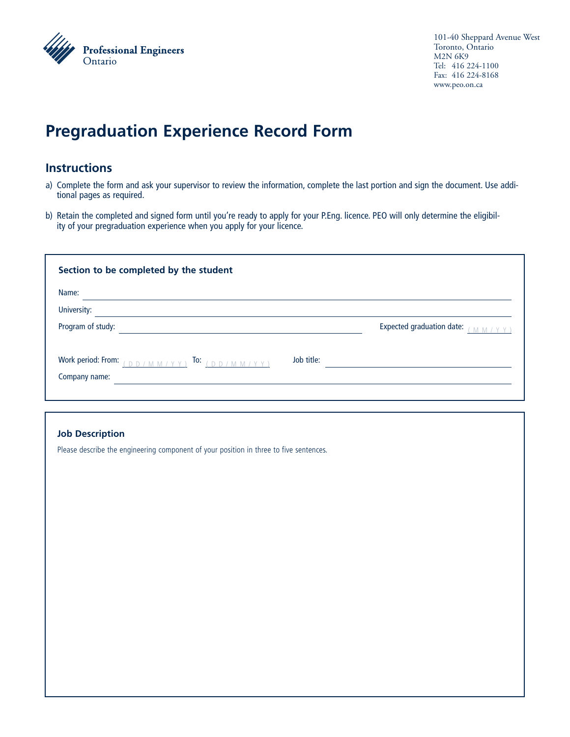Professional Engineers Ontario

101-40 Sheppard Avenue West
Toronto, Ontario
M2N 6K9
Tel: 416 224-1100
Fax: 416 224-8168
www.peo.on.ca

# Pregraduation Experience Record Form

## Instructions

a) Complete the form and ask your supervisor to review the information, complete the last portion and sign the document. Use additional pages as required.

b) Retain the completed and signed form until you're ready to apply for your P.Eng. licence. PEO will only determine the eligibility of your pregraduation experience when you apply for your licence.

### Section to be completed by the student

Name: ______________________________

University: ______________________________

Program of study: ______________________________ Expected graduation date: ( M M / Y Y )

Work period: From: ( D D / M M / Y Y ) To: ( D D / M M / Y Y ) Job title: ______________________________

Company name: ______________________________

### Job Description

Please describe the engineering component of your position in three to five sentences.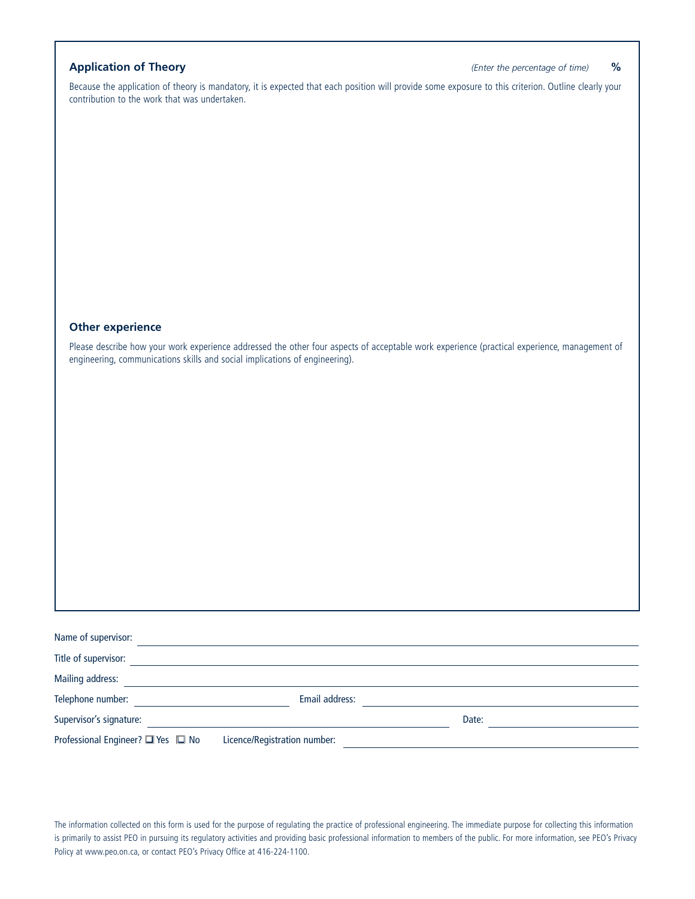## Application of Theory

*(Enter the percentage of time)* **%**

Because the application of theory is mandatory, it is expected that each position will provide some exposure to this criterion. Outline clearly your contribution to the work that was undertaken.

## Other experience

Please describe how your work experience addressed the other four aspects of acceptable work experience (practical experience, management of engineering, communications skills and social implications of engineering).

Name of supervisor: \_\_\_\_\_\_\_\_\_\_\_\_\_\_\_\_\_\_\_\_

Title of supervisor: \_\_\_\_\_\_\_\_\_\_\_\_\_\_\_\_\_\_\_\_

Mailing address: \_\_\_\_\_\_\_\_\_\_\_\_\_\_\_\_\_\_\_\_

Telephone number: \_\_\_\_\_\_\_\_\_\_\_\_ Email address: \_\_\_\_\_\_\_\_\_\_\_\_

Supervisor's signature: \_\_\_\_\_\_\_\_\_\_\_\_ Date: \_\_\_\_\_\_\_\_\_\_\_\_

Professional Engineer? ☐ Yes ☐ No Licence/Registration number: \_\_\_\_\_\_\_\_\_\_\_\_

The information collected on this form is used for the purpose of regulating the practice of professional engineering. The immediate purpose for collecting this information is primarily to assist PEO in pursuing its regulatory activities and providing basic professional information to members of the public. For more information, see PEO's Privacy Policy at www.peo.on.ca, or contact PEO's Privacy Office at 416-224-1100.